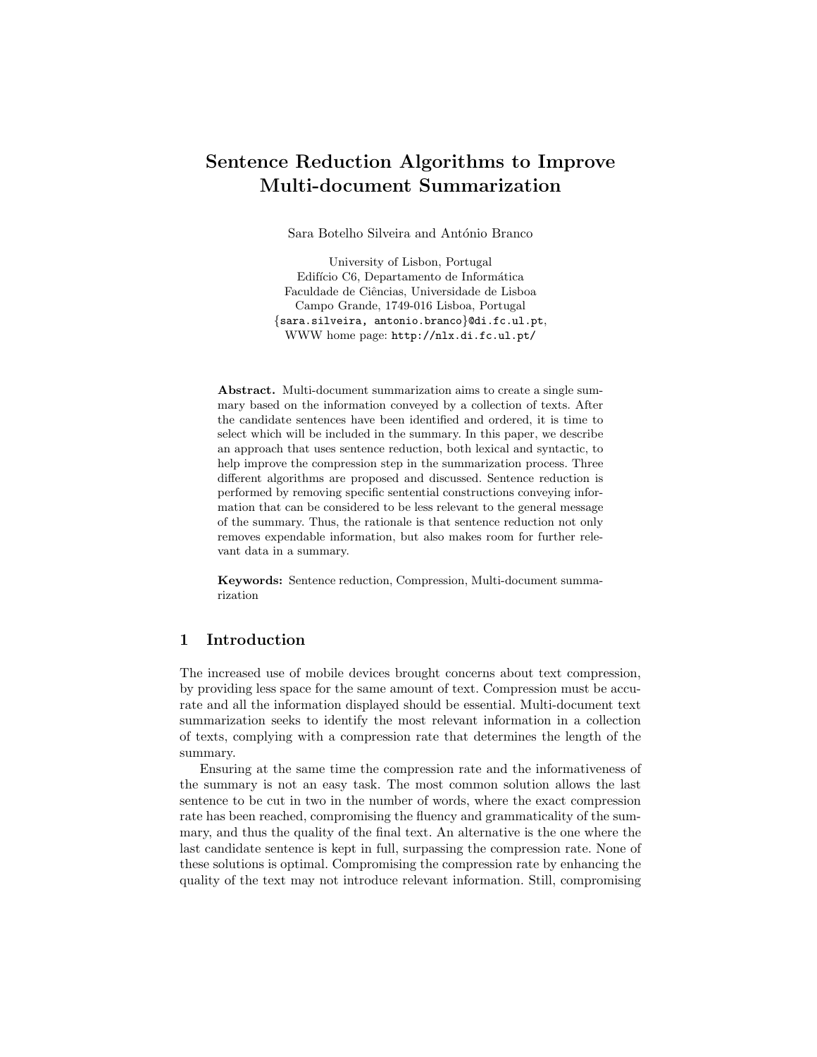# Sentence Reduction Algorithms to Improve Multi-document Summarization

Sara Botelho Silveira and António Branco

University of Lisbon, Portugal
Edifício C6, Departamento de Informática
Faculdade de Ciências, Universidade de Lisboa
Campo Grande, 1749-016 Lisboa, Portugal
{sara.silveira, antonio.branco}@di.fc.ul.pt,
WWW home page: http://nlx.di.fc.ul.pt/

**Abstract.** Multi-document summarization aims to create a single summary based on the information conveyed by a collection of texts. After the candidate sentences have been identified and ordered, it is time to select which will be included in the summary. In this paper, we describe an approach that uses sentence reduction, both lexical and syntactic, to help improve the compression step in the summarization process. Three different algorithms are proposed and discussed. Sentence reduction is performed by removing specific sentential constructions conveying information that can be considered to be less relevant to the general message of the summary. Thus, the rationale is that sentence reduction not only removes expendable information, but also makes room for further relevant data in a summary.

**Keywords:** Sentence reduction, Compression, Multi-document summarization

## 1 Introduction

The increased use of mobile devices brought concerns about text compression, by providing less space for the same amount of text. Compression must be accurate and all the information displayed should be essential. Multi-document text summarization seeks to identify the most relevant information in a collection of texts, complying with a compression rate that determines the length of the summary.

Ensuring at the same time the compression rate and the informativeness of the summary is not an easy task. The most common solution allows the last sentence to be cut in two in the number of words, where the exact compression rate has been reached, compromising the fluency and grammaticality of the summary, and thus the quality of the final text. An alternative is the one where the last candidate sentence is kept in full, surpassing the compression rate. None of these solutions is optimal. Compromising the compression rate by enhancing the quality of the text may not introduce relevant information. Still, compromising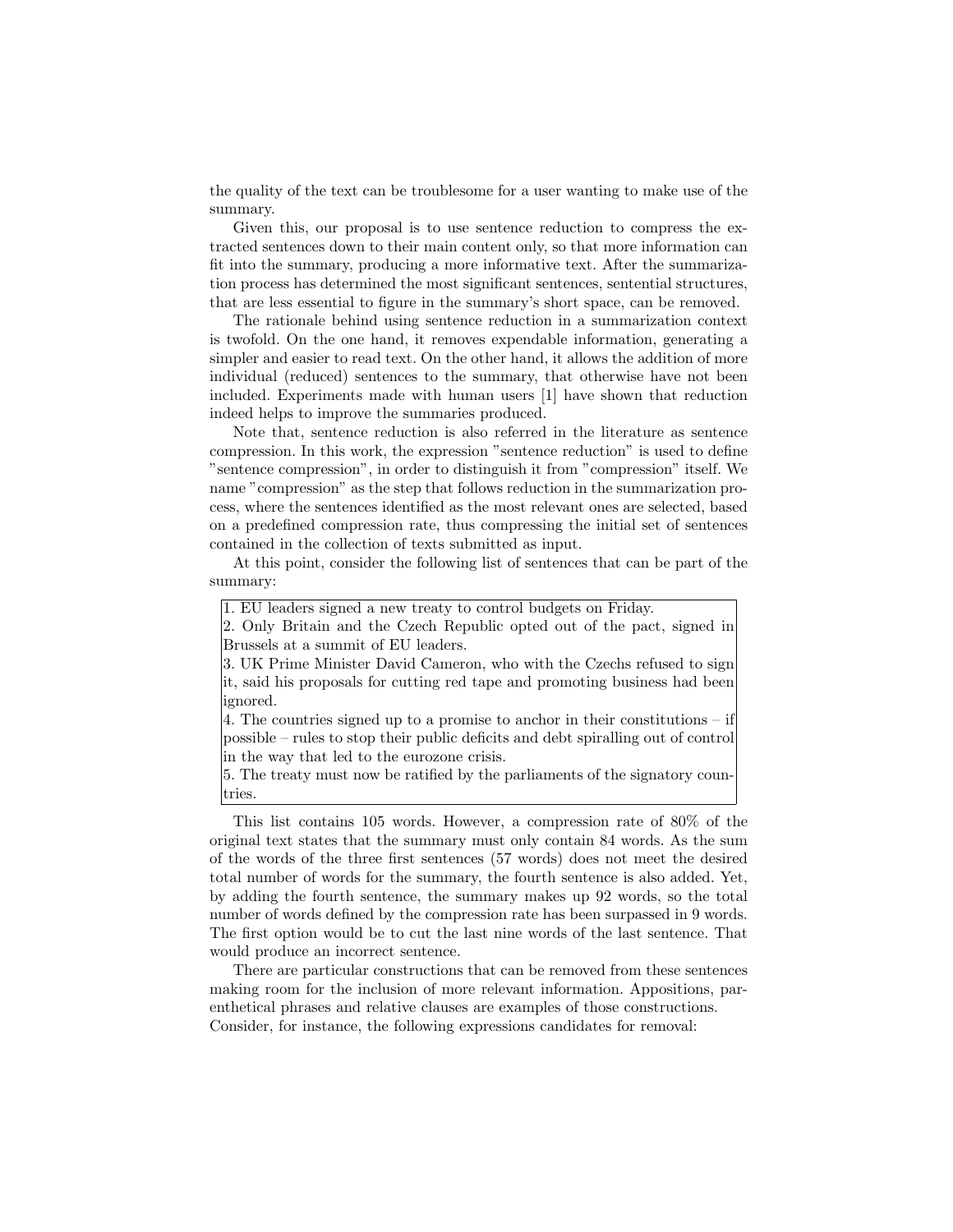the quality of the text can be troublesome for a user wanting to make use of the summary.

Given this, our proposal is to use sentence reduction to compress the extracted sentences down to their main content only, so that more information can fit into the summary, producing a more informative text. After the summarization process has determined the most significant sentences, sentential structures, that are less essential to figure in the summary's short space, can be removed.

The rationale behind using sentence reduction in a summarization context is twofold. On the one hand, it removes expendable information, generating a simpler and easier to read text. On the other hand, it allows the addition of more individual (reduced) sentences to the summary, that otherwise have not been included. Experiments made with human users [1] have shown that reduction indeed helps to improve the summaries produced.

Note that, sentence reduction is also referred in the literature as sentence compression. In this work, the expression "sentence reduction" is used to define "sentence compression", in order to distinguish it from "compression" itself. We name "compression" as the step that follows reduction in the summarization process, where the sentences identified as the most relevant ones are selected, based on a predefined compression rate, thus compressing the initial set of sentences contained in the collection of texts submitted as input.

At this point, consider the following list of sentences that can be part of the summary:

1. EU leaders signed a new treaty to control budgets on Friday.
2. Only Britain and the Czech Republic opted out of the pact, signed in Brussels at a summit of EU leaders.
3. UK Prime Minister David Cameron, who with the Czechs refused to sign it, said his proposals for cutting red tape and promoting business had been ignored.
4. The countries signed up to a promise to anchor in their constitutions – if possible – rules to stop their public deficits and debt spiralling out of control in the way that led to the eurozone crisis.
5. The treaty must now be ratified by the parliaments of the signatory countries.

This list contains 105 words. However, a compression rate of 80% of the original text states that the summary must only contain 84 words. As the sum of the words of the three first sentences (57 words) does not meet the desired total number of words for the summary, the fourth sentence is also added. Yet, by adding the fourth sentence, the summary makes up 92 words, so the total number of words defined by the compression rate has been surpassed in 9 words. The first option would be to cut the last nine words of the last sentence. That would produce an incorrect sentence.

There are particular constructions that can be removed from these sentences making room for the inclusion of more relevant information. Appositions, parenthetical phrases and relative clauses are examples of those constructions. Consider, for instance, the following expressions candidates for removal: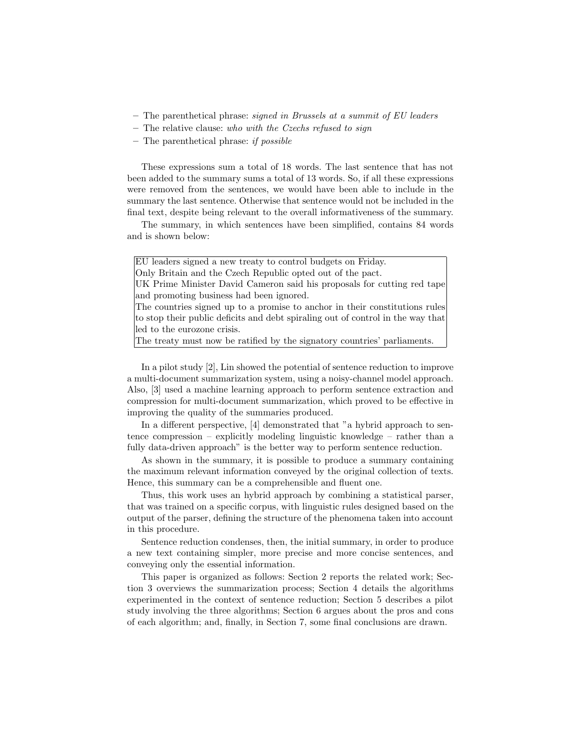- The parenthetical phrase: *signed in Brussels at a summit of EU leaders*
- The relative clause: *who with the Czechs refused to sign*
- The parenthetical phrase: *if possible*

These expressions sum a total of 18 words. The last sentence that has not been added to the summary sums a total of 13 words. So, if all these expressions were removed from the sentences, we would have been able to include in the summary the last sentence. Otherwise that sentence would not be included in the final text, despite being relevant to the overall informativeness of the summary.

The summary, in which sentences have been simplified, contains 84 words and is shown below:

> EU leaders signed a new treaty to control budgets on Friday.
> Only Britain and the Czech Republic opted out of the pact.
> UK Prime Minister David Cameron said his proposals for cutting red tape and promoting business had been ignored.
> The countries signed up to a promise to anchor in their constitutions rules to stop their public deficits and debt spiraling out of control in the way that led to the eurozone crisis.
> The treaty must now be ratified by the signatory countries' parliaments.

In a pilot study [2], Lin showed the potential of sentence reduction to improve a multi-document summarization system, using a noisy-channel model approach. Also, [3] used a machine learning approach to perform sentence extraction and compression for multi-document summarization, which proved to be effective in improving the quality of the summaries produced.

In a different perspective, [4] demonstrated that "a hybrid approach to sentence compression – explicitly modeling linguistic knowledge – rather than a fully data-driven approach" is the better way to perform sentence reduction.

As shown in the summary, it is possible to produce a summary containing the maximum relevant information conveyed by the original collection of texts. Hence, this summary can be a comprehensible and fluent one.

Thus, this work uses an hybrid approach by combining a statistical parser, that was trained on a specific corpus, with linguistic rules designed based on the output of the parser, defining the structure of the phenomena taken into account in this procedure.

Sentence reduction condenses, then, the initial summary, in order to produce a new text containing simpler, more precise and more concise sentences, and conveying only the essential information.

This paper is organized as follows: Section 2 reports the related work; Section 3 overviews the summarization process; Section 4 details the algorithms experimented in the context of sentence reduction; Section 5 describes a pilot study involving the three algorithms; Section 6 argues about the pros and cons of each algorithm; and, finally, in Section 7, some final conclusions are drawn.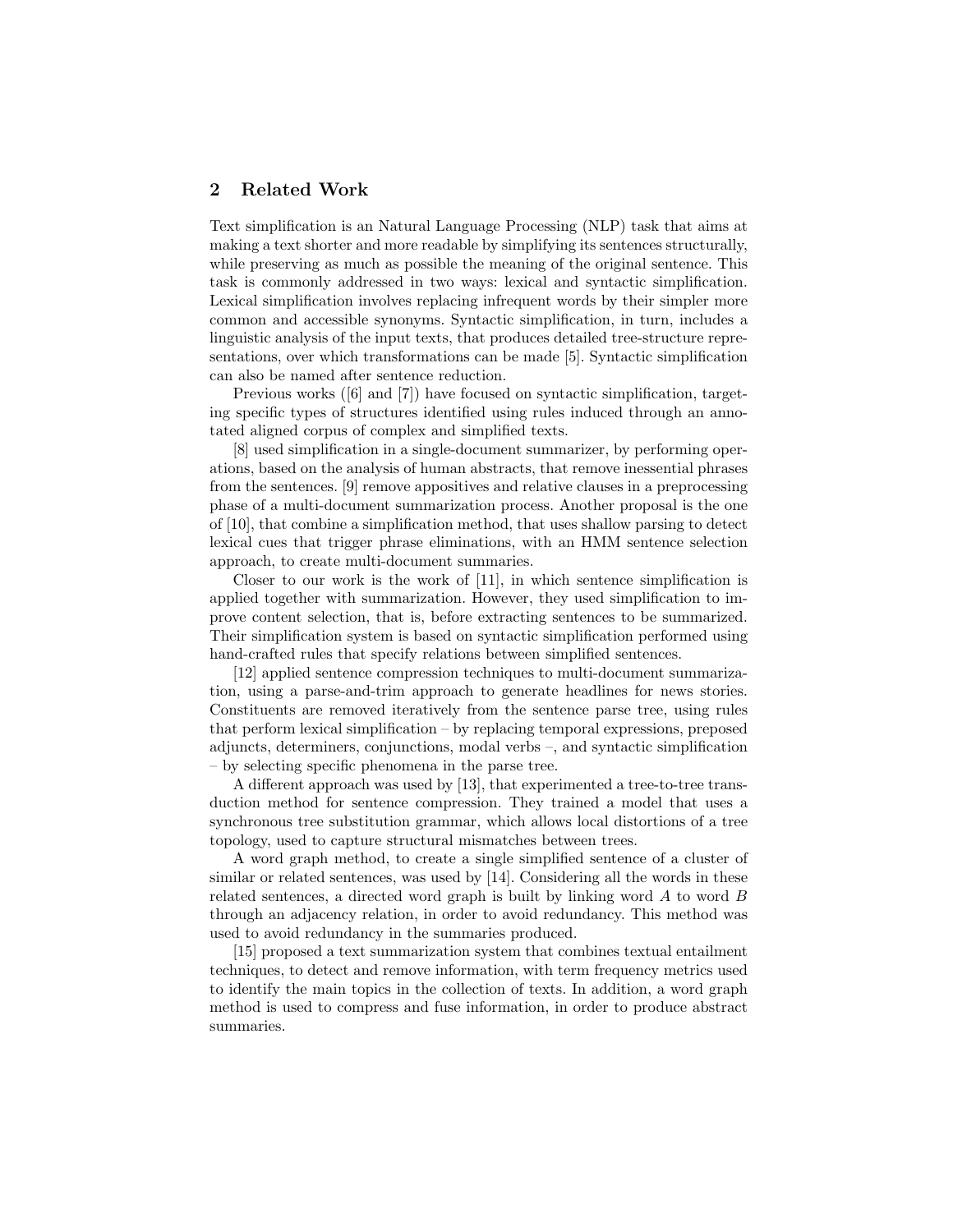## 2 Related Work

Text simplification is an Natural Language Processing (NLP) task that aims at making a text shorter and more readable by simplifying its sentences structurally, while preserving as much as possible the meaning of the original sentence. This task is commonly addressed in two ways: lexical and syntactic simplification. Lexical simplification involves replacing infrequent words by their simpler more common and accessible synonyms. Syntactic simplification, in turn, includes a linguistic analysis of the input texts, that produces detailed tree-structure representations, over which transformations can be made [5]. Syntactic simplification can also be named after sentence reduction.

Previous works ([6] and [7]) have focused on syntactic simplification, targeting specific types of structures identified using rules induced through an annotated aligned corpus of complex and simplified texts.

[8] used simplification in a single-document summarizer, by performing operations, based on the analysis of human abstracts, that remove inessential phrases from the sentences. [9] remove appositives and relative clauses in a preprocessing phase of a multi-document summarization process. Another proposal is the one of [10], that combine a simplification method, that uses shallow parsing to detect lexical cues that trigger phrase eliminations, with an HMM sentence selection approach, to create multi-document summaries.

Closer to our work is the work of [11], in which sentence simplification is applied together with summarization. However, they used simplification to improve content selection, that is, before extracting sentences to be summarized. Their simplification system is based on syntactic simplification performed using hand-crafted rules that specify relations between simplified sentences.

[12] applied sentence compression techniques to multi-document summarization, using a parse-and-trim approach to generate headlines for news stories. Constituents are removed iteratively from the sentence parse tree, using rules that perform lexical simplification – by replacing temporal expressions, preposed adjuncts, determiners, conjunctions, modal verbs –, and syntactic simplification – by selecting specific phenomena in the parse tree.

A different approach was used by [13], that experimented a tree-to-tree transduction method for sentence compression. They trained a model that uses a synchronous tree substitution grammar, which allows local distortions of a tree topology, used to capture structural mismatches between trees.

A word graph method, to create a single simplified sentence of a cluster of similar or related sentences, was used by [14]. Considering all the words in these related sentences, a directed word graph is built by linking word $A$ to word $B$ through an adjacency relation, in order to avoid redundancy. This method was used to avoid redundancy in the summaries produced.

[15] proposed a text summarization system that combines textual entailment techniques, to detect and remove information, with term frequency metrics used to identify the main topics in the collection of texts. In addition, a word graph method is used to compress and fuse information, in order to produce abstract summaries.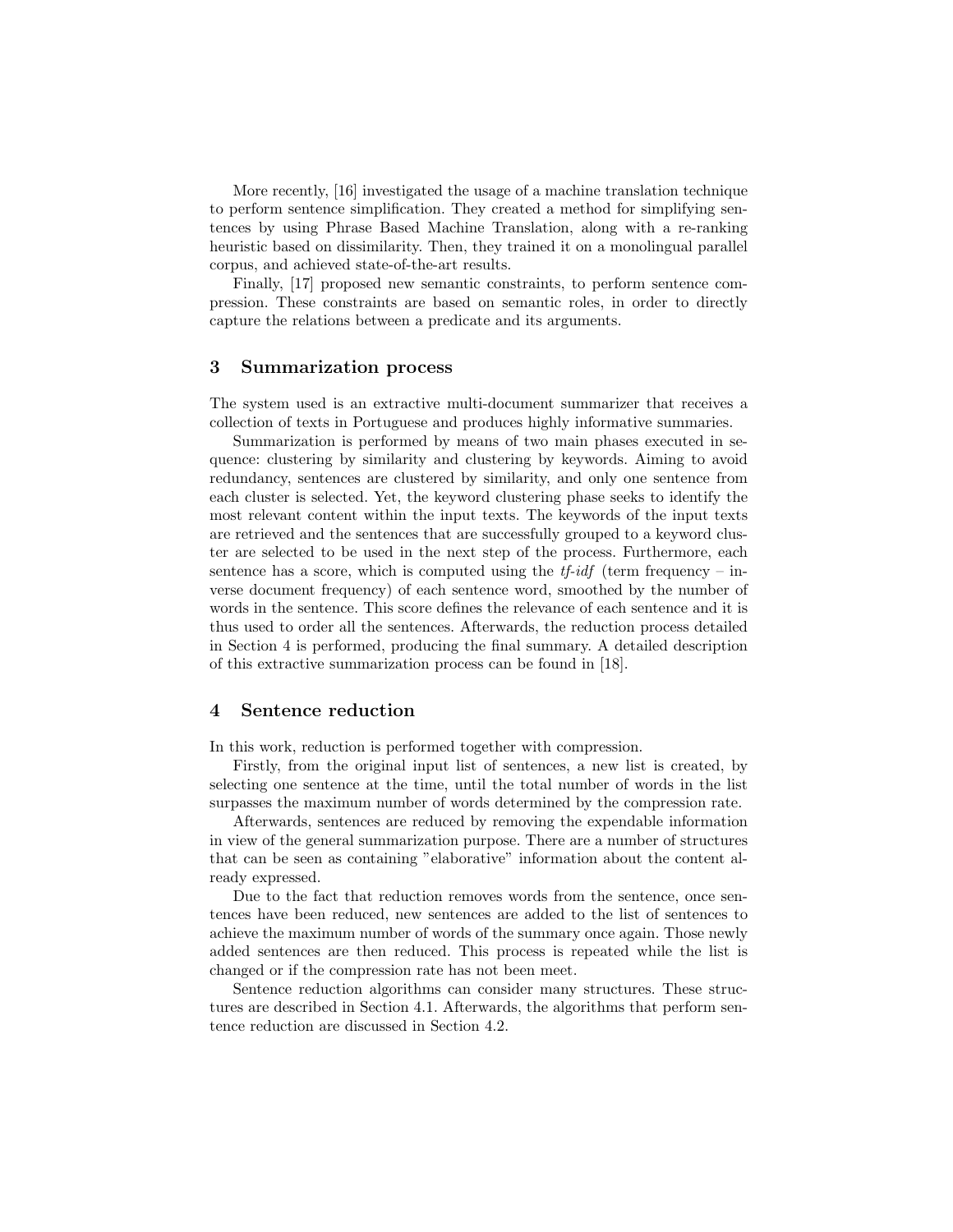More recently, [16] investigated the usage of a machine translation technique to perform sentence simplification. They created a method for simplifying sentences by using Phrase Based Machine Translation, along with a re-ranking heuristic based on dissimilarity. Then, they trained it on a monolingual parallel corpus, and achieved state-of-the-art results.

Finally, [17] proposed new semantic constraints, to perform sentence compression. These constraints are based on semantic roles, in order to directly capture the relations between a predicate and its arguments.

## 3 Summarization process

The system used is an extractive multi-document summarizer that receives a collection of texts in Portuguese and produces highly informative summaries.

Summarization is performed by means of two main phases executed in sequence: clustering by similarity and clustering by keywords. Aiming to avoid redundancy, sentences are clustered by similarity, and only one sentence from each cluster is selected. Yet, the keyword clustering phase seeks to identify the most relevant content within the input texts. The keywords of the input texts are retrieved and the sentences that are successfully grouped to a keyword cluster are selected to be used in the next step of the process. Furthermore, each sentence has a score, which is computed using the *tf-idf* (term frequency – inverse document frequency) of each sentence word, smoothed by the number of words in the sentence. This score defines the relevance of each sentence and it is thus used to order all the sentences. Afterwards, the reduction process detailed in Section 4 is performed, producing the final summary. A detailed description of this extractive summarization process can be found in [18].

## 4 Sentence reduction

In this work, reduction is performed together with compression.

Firstly, from the original input list of sentences, a new list is created, by selecting one sentence at the time, until the total number of words in the list surpasses the maximum number of words determined by the compression rate.

Afterwards, sentences are reduced by removing the expendable information in view of the general summarization purpose. There are a number of structures that can be seen as containing "elaborative" information about the content already expressed.

Due to the fact that reduction removes words from the sentence, once sentences have been reduced, new sentences are added to the list of sentences to achieve the maximum number of words of the summary once again. Those newly added sentences are then reduced. This process is repeated while the list is changed or if the compression rate has not been meet.

Sentence reduction algorithms can consider many structures. These structures are described in Section 4.1. Afterwards, the algorithms that perform sentence reduction are discussed in Section 4.2.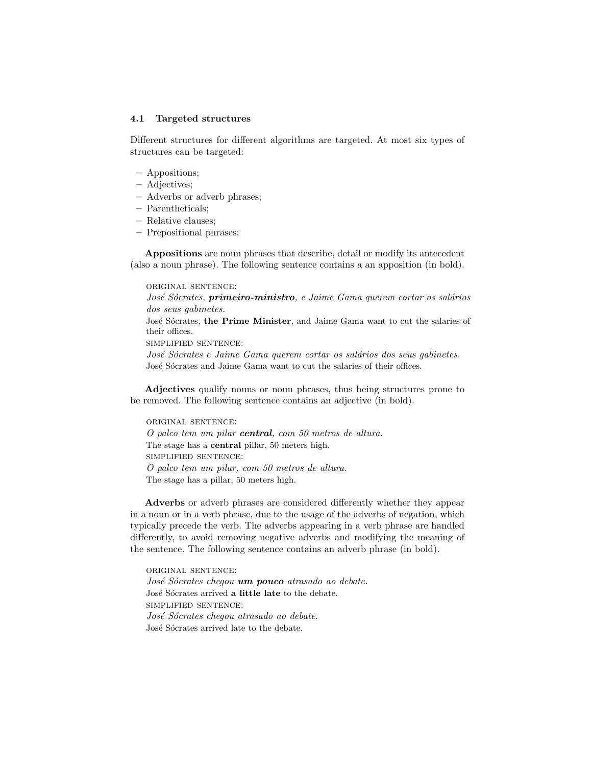### 4.1 Targeted structures

Different structures for different algorithms are targeted. At most six types of structures can be targeted:

- Appositions;
- Adjectives;
- Adverbs or adverb phrases;
- Parentheticals;
- Relative clauses;
- Prepositional phrases;

**Appositions** are noun phrases that describe, detail or modify its antecedent (also a noun phrase). The following sentence contains a an apposition (in bold).

ORIGINAL SENTENCE:
*José Sócrates, **primeiro-ministro**, e Jaime Gama querem cortar os salários dos seus gabinetes.*
José Sócrates, **the Prime Minister**, and Jaime Gama want to cut the salaries of their offices.
SIMPLIFIED SENTENCE:
*José Sócrates e Jaime Gama querem cortar os salários dos seus gabinetes.*
José Sócrates and Jaime Gama want to cut the salaries of their offices.

**Adjectives** qualify nouns or noun phrases, thus being structures prone to be removed. The following sentence contains an adjective (in bold).

ORIGINAL SENTENCE:
*O palco tem um pilar **central**, com 50 metros de altura.*
The stage has a **central** pillar, 50 meters high.
SIMPLIFIED SENTENCE:
*O palco tem um pilar, com 50 metros de altura.*
The stage has a pillar, 50 meters high.

**Adverbs** or adverb phrases are considered differently whether they appear in a noun or in a verb phrase, due to the usage of the adverbs of negation, which typically precede the verb. The adverbs appearing in a verb phrase are handled differently, to avoid removing negative adverbs and modifying the meaning of the sentence. The following sentence contains an adverb phrase (in bold).

ORIGINAL SENTENCE:
*José Sócrates chegou **um pouco** atrasado ao debate.*
José Sócrates arrived **a little late** to the debate.
SIMPLIFIED SENTENCE:
*José Sócrates chegou atrasado ao debate.*
José Sócrates arrived late to the debate.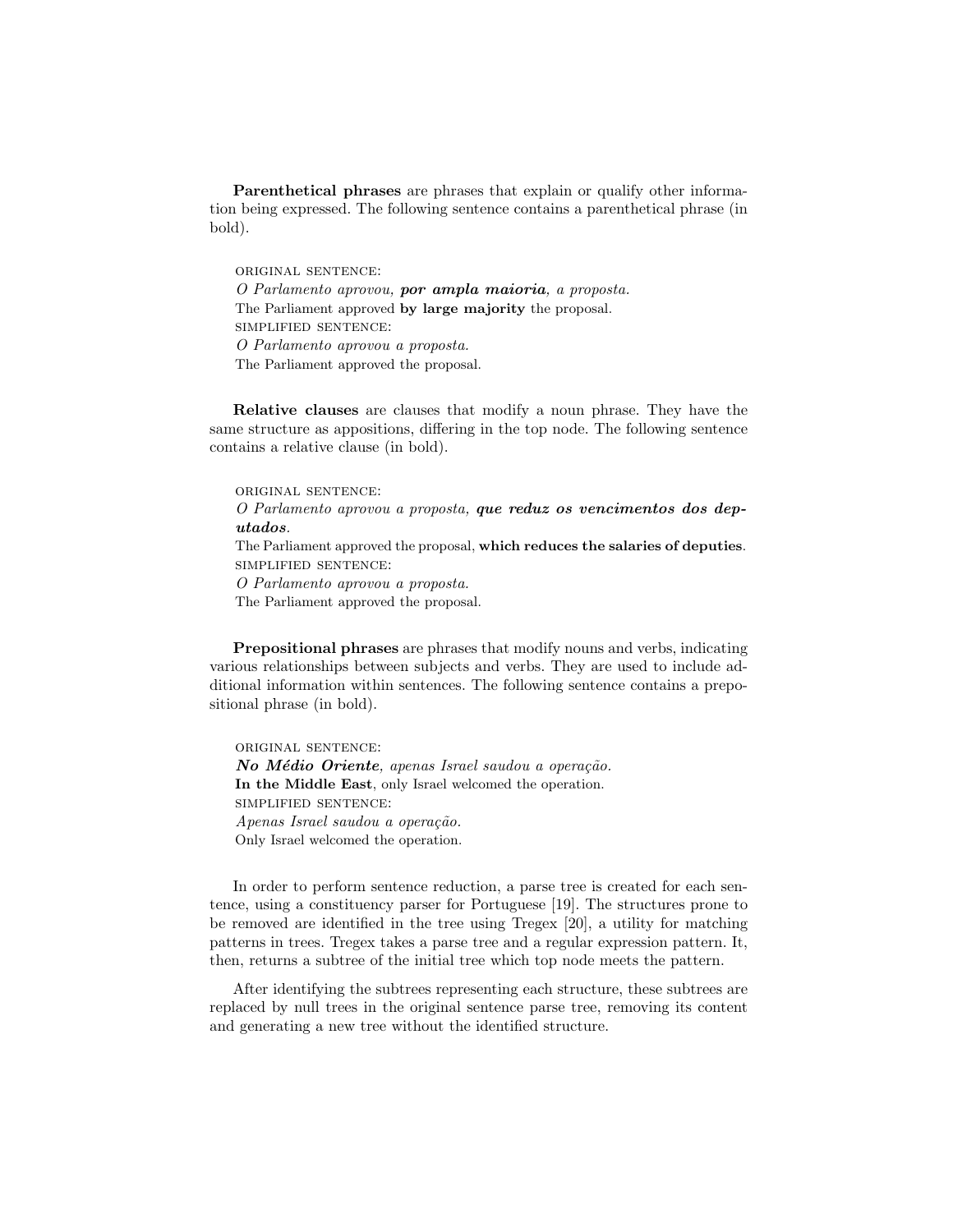**Parenthetical phrases** are phrases that explain or qualify other information being expressed. The following sentence contains a parenthetical phrase (in bold).

ORIGINAL SENTENCE:
*O Parlamento aprovou,* ***por ampla maioria****, a proposta.*
The Parliament approved **by large majority** the proposal.
SIMPLIFIED SENTENCE:
*O Parlamento aprovou a proposta.*
The Parliament approved the proposal.

**Relative clauses** are clauses that modify a noun phrase. They have the same structure as appositions, differing in the top node. The following sentence contains a relative clause (in bold).

ORIGINAL SENTENCE:
*O Parlamento aprovou a proposta,* ***que reduz os vencimentos dos deputados****.*
The Parliament approved the proposal, **which reduces the salaries of deputies**.
SIMPLIFIED SENTENCE:
*O Parlamento aprovou a proposta.*
The Parliament approved the proposal.

**Prepositional phrases** are phrases that modify nouns and verbs, indicating various relationships between subjects and verbs. They are used to include additional information within sentences. The following sentence contains a prepositional phrase (in bold).

ORIGINAL SENTENCE:
***No Médio Oriente****, apenas Israel saudou a operação.*
**In the Middle East**, only Israel welcomed the operation.
SIMPLIFIED SENTENCE:
*Apenas Israel saudou a operação.*
Only Israel welcomed the operation.

In order to perform sentence reduction, a parse tree is created for each sentence, using a constituency parser for Portuguese [19]. The structures prone to be removed are identified in the tree using Tregex [20], a utility for matching patterns in trees. Tregex takes a parse tree and a regular expression pattern. It, then, returns a subtree of the initial tree which top node meets the pattern.

After identifying the subtrees representing each structure, these subtrees are replaced by null trees in the original sentence parse tree, removing its content and generating a new tree without the identified structure.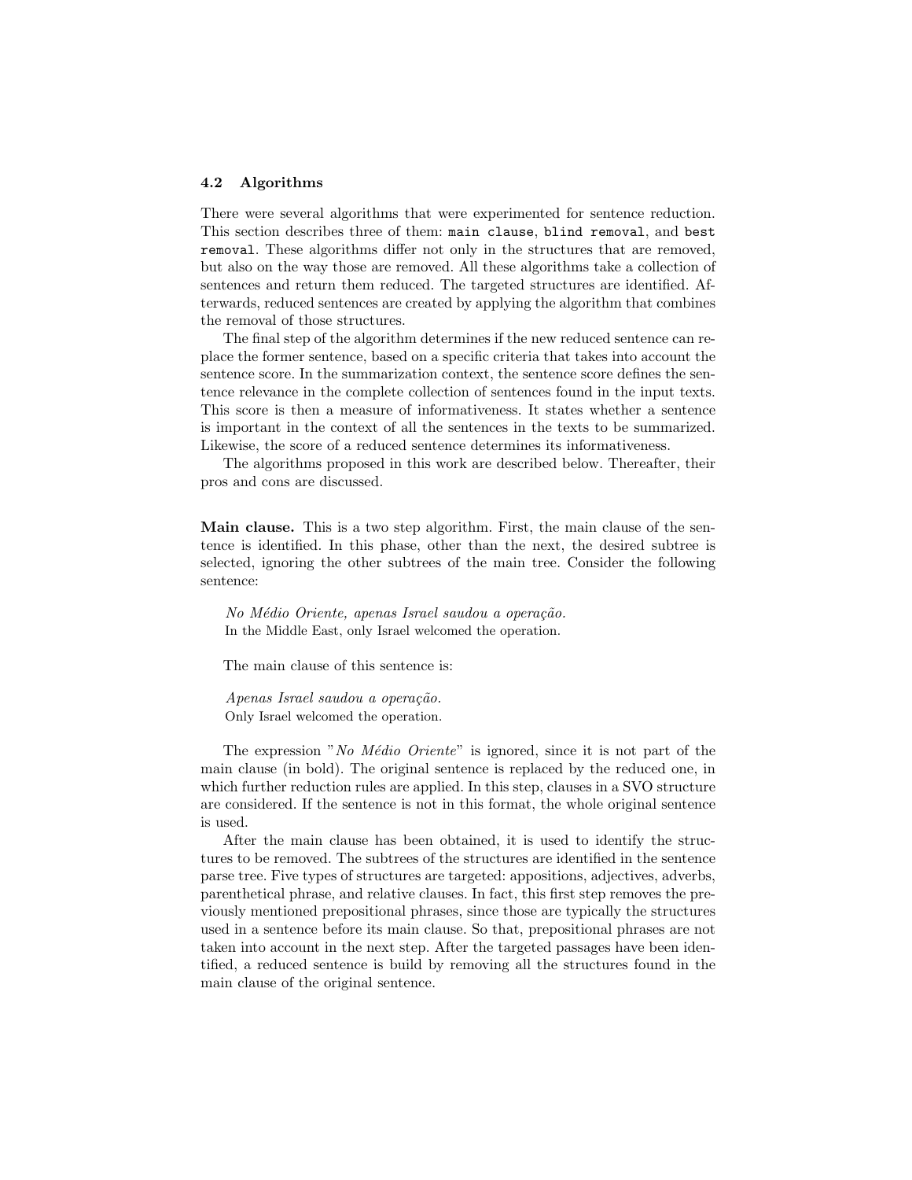### 4.2 Algorithms

There were several algorithms that were experimented for sentence reduction. This section describes three of them: `main clause`, `blind removal`, and `best removal`. These algorithms differ not only in the structures that are removed, but also on the way those are removed. All these algorithms take a collection of sentences and return them reduced. The targeted structures are identified. Afterwards, reduced sentences are created by applying the algorithm that combines the removal of those structures.

The final step of the algorithm determines if the new reduced sentence can replace the former sentence, based on a specific criteria that takes into account the sentence score. In the summarization context, the sentence score defines the sentence relevance in the complete collection of sentences found in the input texts. This score is then a measure of informativeness. It states whether a sentence is important in the context of all the sentences in the texts to be summarized. Likewise, the score of a reduced sentence determines its informativeness.

The algorithms proposed in this work are described below. Thereafter, their pros and cons are discussed.

**Main clause.** This is a two step algorithm. First, the main clause of the sentence is identified. In this phase, other than the next, the desired subtree is selected, ignoring the other subtrees of the main tree. Consider the following sentence:

*No Médio Oriente, apenas Israel saudou a operação.*
In the Middle East, only Israel welcomed the operation.

The main clause of this sentence is:

*Apenas Israel saudou a operação.*
Only Israel welcomed the operation.

The expression "*No Médio Oriente*" is ignored, since it is not part of the main clause (in bold). The original sentence is replaced by the reduced one, in which further reduction rules are applied. In this step, clauses in a SVO structure are considered. If the sentence is not in this format, the whole original sentence is used.

After the main clause has been obtained, it is used to identify the structures to be removed. The subtrees of the structures are identified in the sentence parse tree. Five types of structures are targeted: appositions, adjectives, adverbs, parenthetical phrase, and relative clauses. In fact, this first step removes the previously mentioned prepositional phrases, since those are typically the structures used in a sentence before its main clause. So that, prepositional phrases are not taken into account in the next step. After the targeted passages have been identified, a reduced sentence is build by removing all the structures found in the main clause of the original sentence.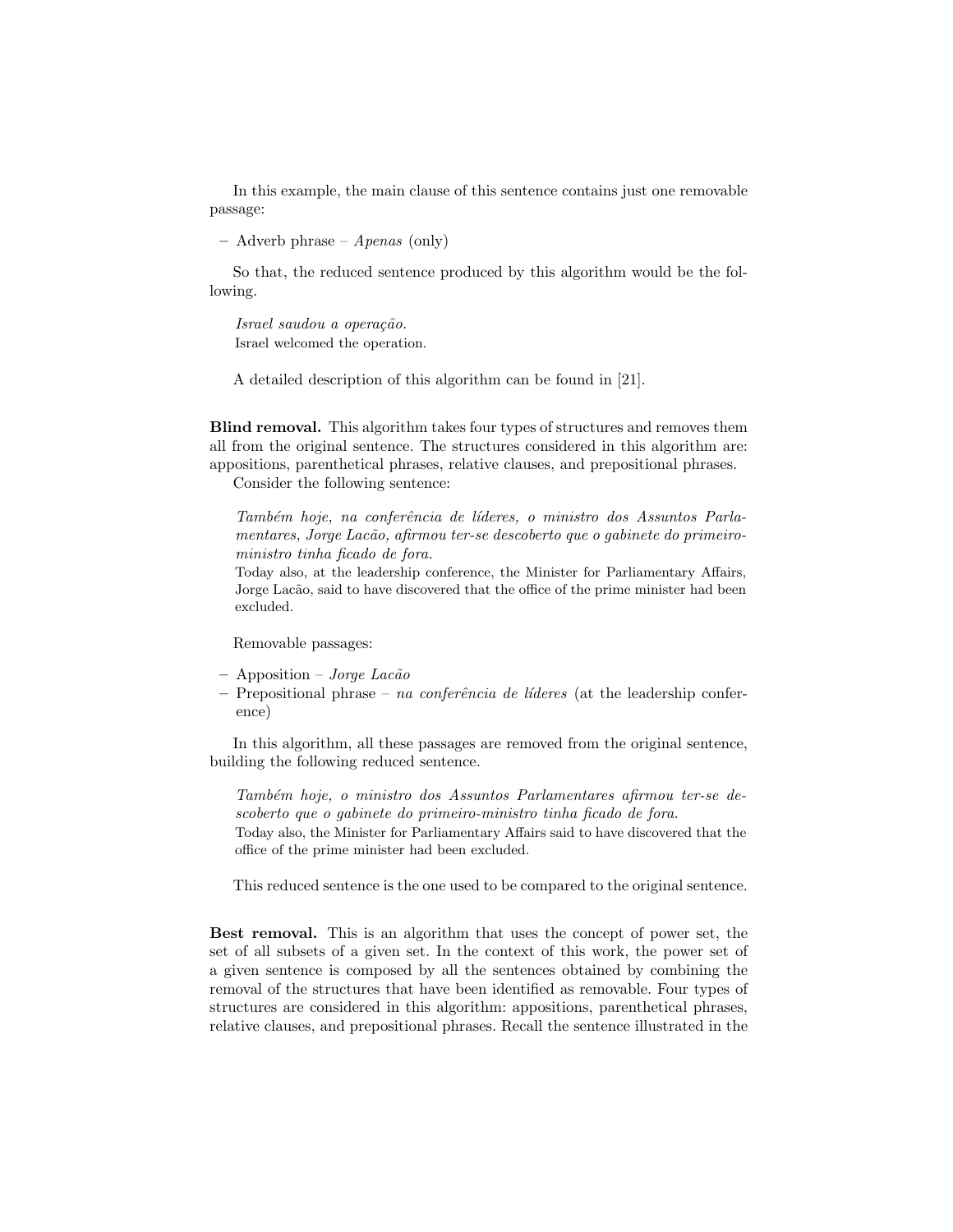In this example, the main clause of this sentence contains just one removable passage:

– Adverb phrase – *Apenas* (only)

So that, the reduced sentence produced by this algorithm would be the following.

> *Israel saudou a operação.*
> Israel welcomed the operation.

A detailed description of this algorithm can be found in [21].

**Blind removal.** This algorithm takes four types of structures and removes them all from the original sentence. The structures considered in this algorithm are: appositions, parenthetical phrases, relative clauses, and prepositional phrases.

Consider the following sentence:

> *Também hoje, na conferência de líderes, o ministro dos Assuntos Parlamentares, Jorge Lacão, afirmou ter-se descoberto que o gabinete do primeiro-ministro tinha ficado de fora.*
> Today also, at the leadership conference, the Minister for Parliamentary Affairs, Jorge Lacão, said to have discovered that the office of the prime minister had been excluded.

Removable passages:

– Apposition – *Jorge Lacão*
– Prepositional phrase – *na conferência de líderes* (at the leadership conference)

In this algorithm, all these passages are removed from the original sentence, building the following reduced sentence.

> *Também hoje, o ministro dos Assuntos Parlamentares afirmou ter-se descoberto que o gabinete do primeiro-ministro tinha ficado de fora.*
> Today also, the Minister for Parliamentary Affairs said to have discovered that the office of the prime minister had been excluded.

This reduced sentence is the one used to be compared to the original sentence.

**Best removal.** This is an algorithm that uses the concept of power set, the set of all subsets of a given set. In the context of this work, the power set of a given sentence is composed by all the sentences obtained by combining the removal of the structures that have been identified as removable. Four types of structures are considered in this algorithm: appositions, parenthetical phrases, relative clauses, and prepositional phrases. Recall the sentence illustrated in the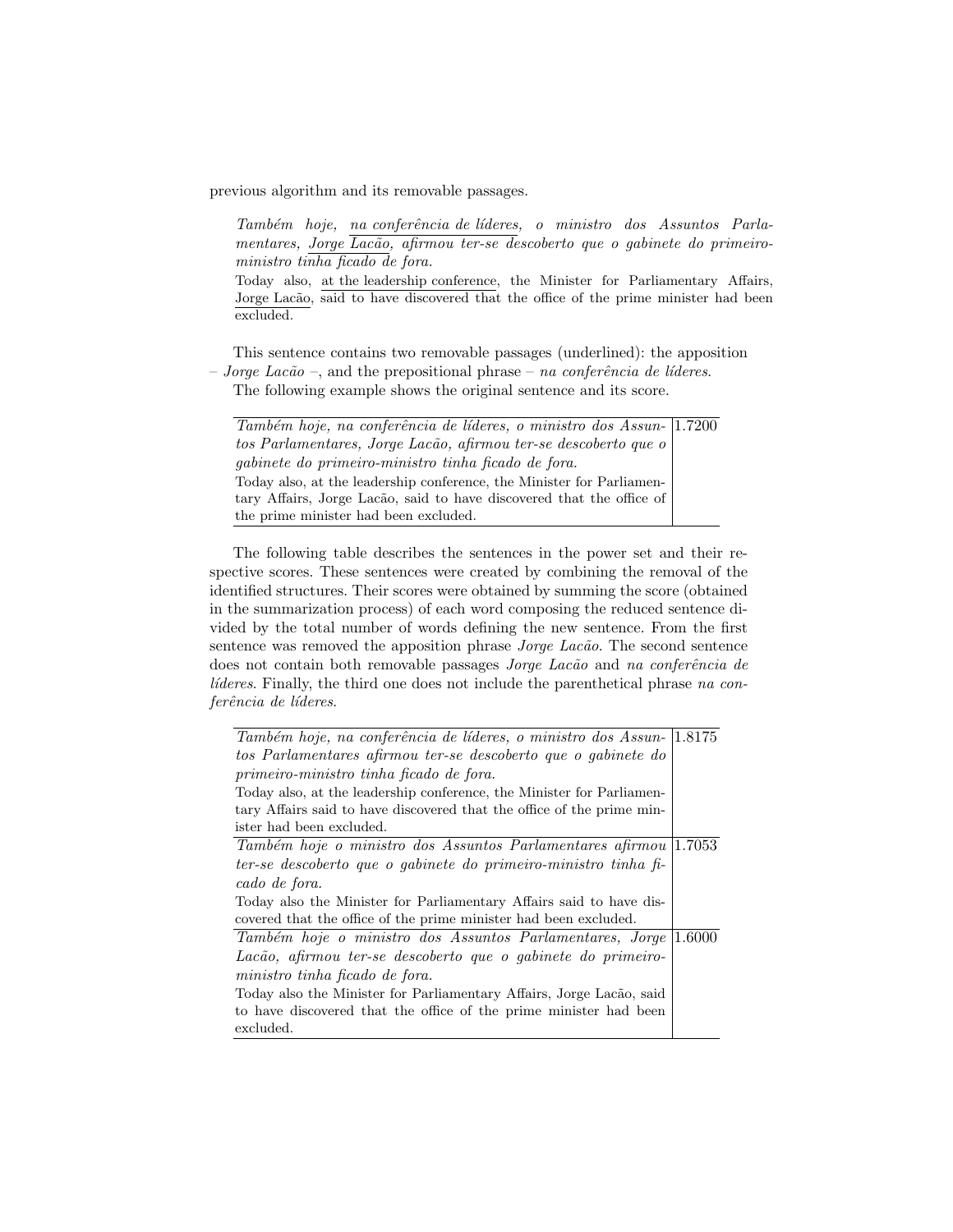previous algorithm and its removable passages.

> *Também hoje, na conferência de líderes, o ministro dos Assuntos Parlamentares, Jorge Lacão, afirmou ter-se descoberto que o gabinete do primeiro-ministro tinha ficado de fora.*
>
> Today also, at the leadership conference, the Minister for Parliamentary Affairs, Jorge Lacão, said to have discovered that the office of the prime minister had been excluded.

This sentence contains two removable passages (underlined): the apposition – *Jorge Lacão* –, and the prepositional phrase – *na conferência de líderes*.

The following example shows the original sentence and its score.

| | |
|---|---|
| *Também hoje, na conferência de líderes, o ministro dos Assuntos Parlamentares, Jorge Lacão, afirmou ter-se descoberto que o gabinete do primeiro-ministro tinha ficado de fora.* Today also, at the leadership conference, the Minister for Parliamentary Affairs, Jorge Lacão, said to have discovered that the office of the prime minister had been excluded. | 1.7200 |

The following table describes the sentences in the power set and their respective scores. These sentences were created by combining the removal of the identified structures. Their scores were obtained by summing the score (obtained in the summarization process) of each word composing the reduced sentence divided by the total number of words defining the new sentence. From the first sentence was removed the apposition phrase *Jorge Lacão*. The second sentence does not contain both removable passages *Jorge Lacão* and *na conferência de líderes*. Finally, the third one does not include the parenthetical phrase *na conferência de líderes*.

| | |
|---|---|
| *Também hoje, na conferência de líderes, o ministro dos Assuntos Parlamentares afirmou ter-se descoberto que o gabinete do primeiro-ministro tinha ficado de fora.* Today also, at the leadership conference, the Minister for Parliamentary Affairs said to have discovered that the office of the prime minister had been excluded. | 1.8175 |
| *Também hoje o ministro dos Assuntos Parlamentares afirmou ter-se descoberto que o gabinete do primeiro-ministro tinha ficado de fora.* Today also the Minister for Parliamentary Affairs said to have discovered that the office of the prime minister had been excluded. | 1.7053 |
| *Também hoje o ministro dos Assuntos Parlamentares, Jorge Lacão, afirmou ter-se descoberto que o gabinete do primeiro-ministro tinha ficado de fora.* Today also the Minister for Parliamentary Affairs, Jorge Lacão, said to have discovered that the office of the prime minister had been excluded. | 1.6000 |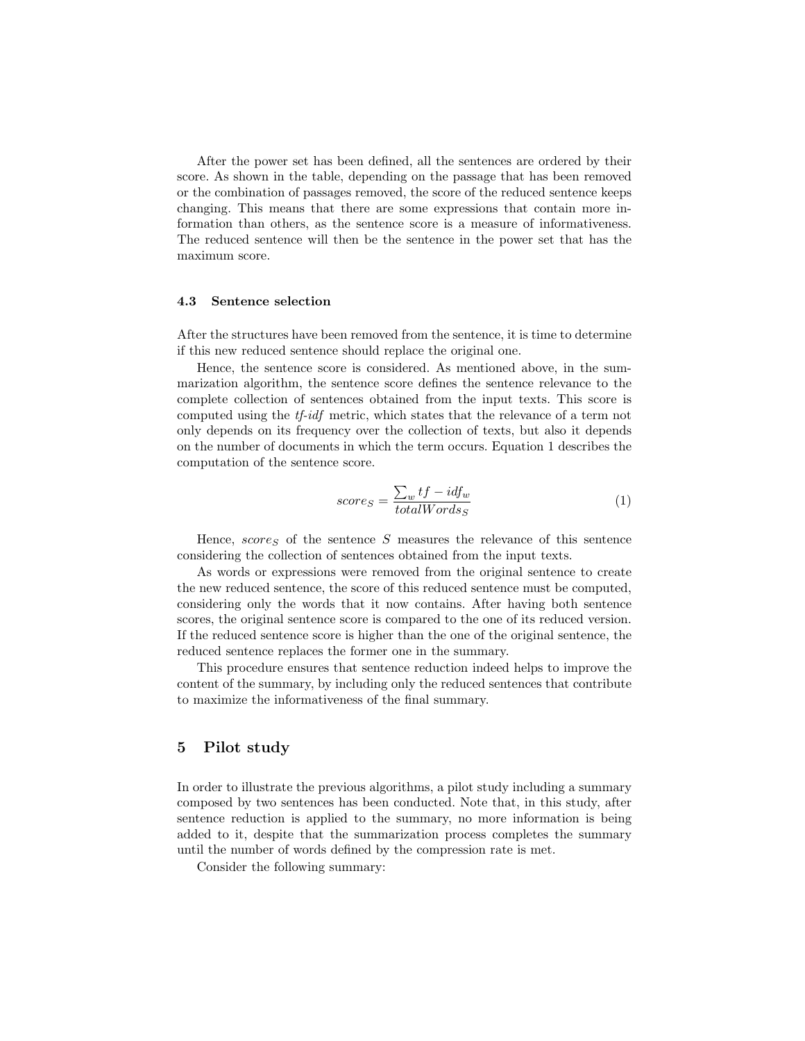After the power set has been defined, all the sentences are ordered by their score. As shown in the table, depending on the passage that has been removed or the combination of passages removed, the score of the reduced sentence keeps changing. This means that there are some expressions that contain more information than others, as the sentence score is a measure of informativeness. The reduced sentence will then be the sentence in the power set that has the maximum score.

### 4.3 Sentence selection

After the structures have been removed from the sentence, it is time to determine if this new reduced sentence should replace the original one.

Hence, the sentence score is considered. As mentioned above, in the summarization algorithm, the sentence score defines the sentence relevance to the complete collection of sentences obtained from the input texts. This score is computed using the *tf-idf* metric, which states that the relevance of a term not only depends on its frequency over the collection of texts, but also it depends on the number of documents in which the term occurs. Equation 1 describes the computation of the sentence score.

$$score_S = \frac{\sum_w tf-idf_w}{totalWords_S} \tag{1}$$

Hence, $score_S$ of the sentence $S$ measures the relevance of this sentence considering the collection of sentences obtained from the input texts.

As words or expressions were removed from the original sentence to create the new reduced sentence, the score of this reduced sentence must be computed, considering only the words that it now contains. After having both sentence scores, the original sentence score is compared to the one of its reduced version. If the reduced sentence score is higher than the one of the original sentence, the reduced sentence replaces the former one in the summary.

This procedure ensures that sentence reduction indeed helps to improve the content of the summary, by including only the reduced sentences that contribute to maximize the informativeness of the final summary.

## 5 Pilot study

In order to illustrate the previous algorithms, a pilot study including a summary composed by two sentences has been conducted. Note that, in this study, after sentence reduction is applied to the summary, no more information is being added to it, despite that the summarization process completes the summary until the number of words defined by the compression rate is met.

Consider the following summary: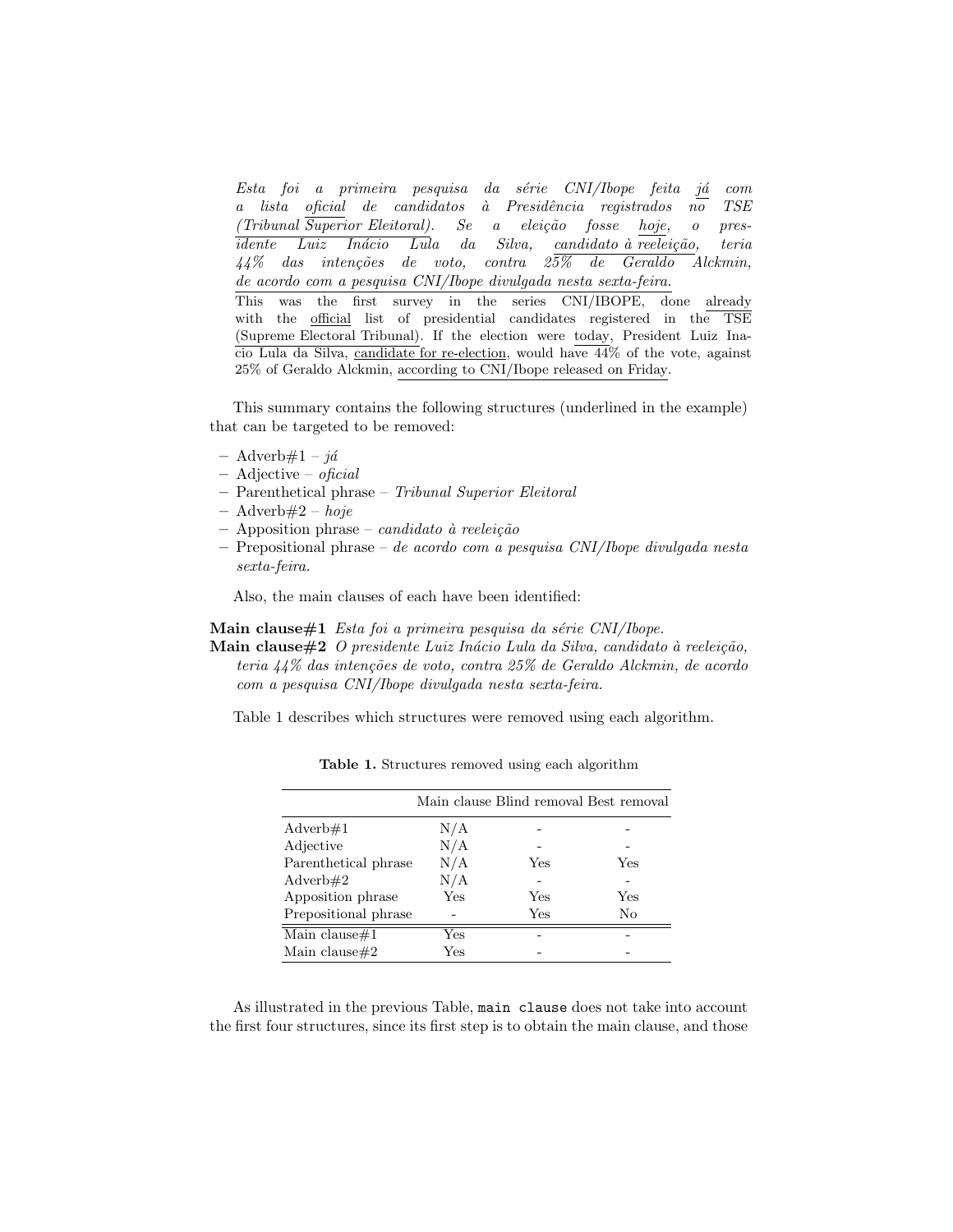*Esta foi a primeira pesquisa da série CNI/Ibope feita já com a lista oficial de candidatos à Presidência registrados no TSE (Tribunal Superior Eleitoral). Se a eleição fosse hoje, o presidente Luiz Inácio Lula da Silva, candidato à reeleição, teria 44% das intenções de voto, contra 25% de Geraldo Alckmin, de acordo com a pesquisa CNI/Ibope divulgada nesta sexta-feira.*

This was the first survey in the series CNI/IBOPE, done already with the official list of presidential candidates registered in the TSE (Supreme Electoral Tribunal). If the election were today, President Luiz Inacio Lula da Silva, candidate for re-election, would have 44% of the vote, against 25% of Geraldo Alckmin, according to CNI/Ibope released on Friday.

This summary contains the following structures (underlined in the example) that can be targeted to be removed:

- Adverb#1 – *já*
- Adjective – *oficial*
- Parenthetical phrase – *Tribunal Superior Eleitoral*
- Adverb#2 – *hoje*
- Apposition phrase – *candidato à reeleição*
- Prepositional phrase – *de acordo com a pesquisa CNI/Ibope divulgada nesta sexta-feira.*

Also, the main clauses of each have been identified:

**Main clause#1** *Esta foi a primeira pesquisa da série CNI/Ibope.*

**Main clause#2** *O presidente Luiz Inácio Lula da Silva, candidato à reeleição, teria 44% das intenções de voto, contra 25% de Geraldo Alckmin, de acordo com a pesquisa CNI/Ibope divulgada nesta sexta-feira.*

Table 1 describes which structures were removed using each algorithm.

**Table 1.** Structures removed using each algorithm

| | Main clause | Blind removal | Best removal |
|---|---|---|---|
| Adverb#1 | N/A | - | - |
| Adjective | N/A | - | - |
| Parenthetical phrase | N/A | Yes | Yes |
| Adverb#2 | N/A | - | - |
| Apposition phrase | Yes | Yes | Yes |
| Prepositional phrase | - | Yes | No |
| Main clause#1 | Yes | - | - |
| Main clause#2 | Yes | - | - |

As illustrated in the previous Table, `main clause` does not take into account the first four structures, since its first step is to obtain the main clause, and those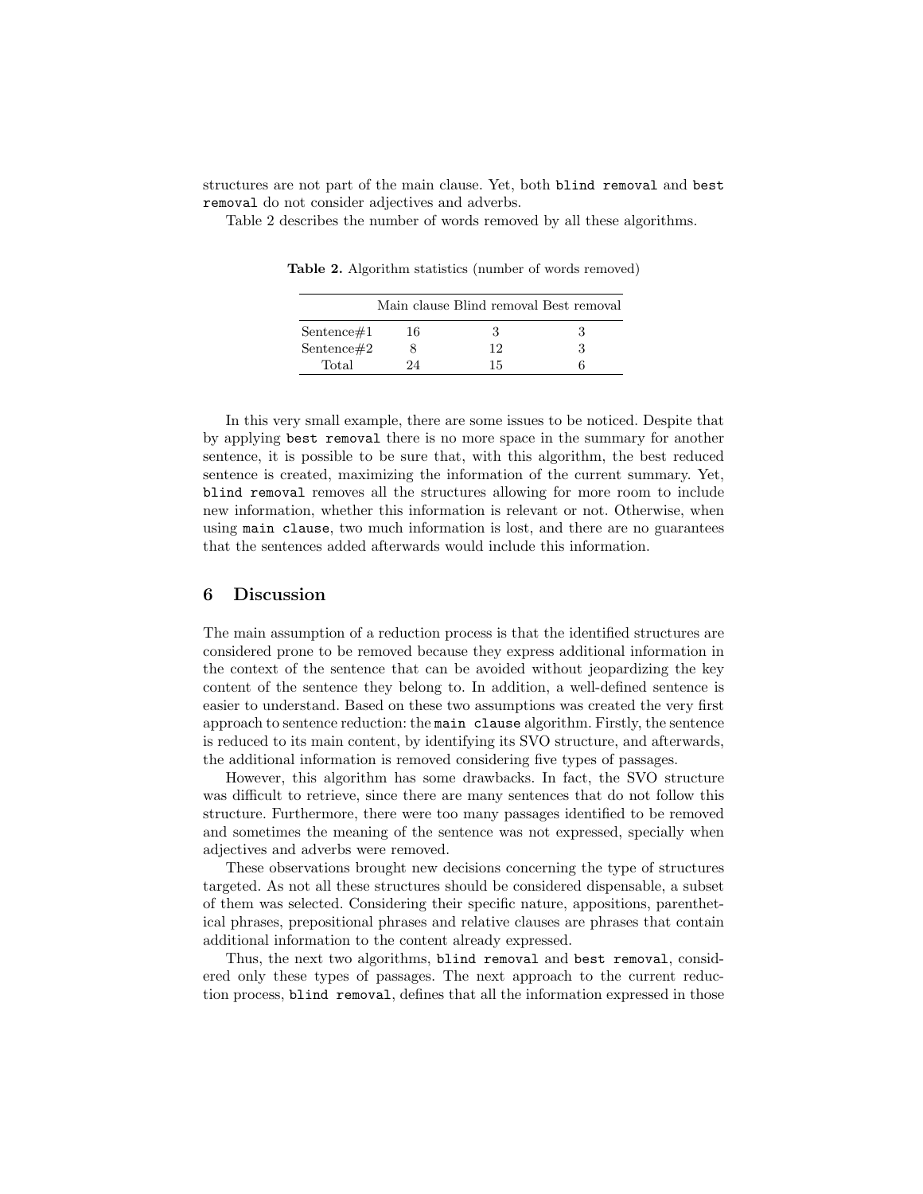structures are not part of the main clause. Yet, both `blind removal` and `best removal` do not consider adjectives and adverbs.

Table 2 describes the number of words removed by all these algorithms.

**Table 2.** Algorithm statistics (number of words removed)

| | Main clause | Blind removal | Best removal |
|---|---|---|---|
| Sentence#1 | 16 | 3 | 3 |
| Sentence#2 | 8 | 12 | 3 |
| Total | 24 | 15 | 6 |

In this very small example, there are some issues to be noticed. Despite that by applying `best removal` there is no more space in the summary for another sentence, it is possible to be sure that, with this algorithm, the best reduced sentence is created, maximizing the information of the current summary. Yet, `blind removal` removes all the structures allowing for more room to include new information, whether this information is relevant or not. Otherwise, when using `main clause`, two much information is lost, and there are no guarantees that the sentences added afterwards would include this information.

## 6 Discussion

The main assumption of a reduction process is that the identified structures are considered prone to be removed because they express additional information in the context of the sentence that can be avoided without jeopardizing the key content of the sentence they belong to. In addition, a well-defined sentence is easier to understand. Based on these two assumptions was created the very first approach to sentence reduction: the `main clause` algorithm. Firstly, the sentence is reduced to its main content, by identifying its SVO structure, and afterwards, the additional information is removed considering five types of passages.

However, this algorithm has some drawbacks. In fact, the SVO structure was difficult to retrieve, since there are many sentences that do not follow this structure. Furthermore, there were too many passages identified to be removed and sometimes the meaning of the sentence was not expressed, specially when adjectives and adverbs were removed.

These observations brought new decisions concerning the type of structures targeted. As not all these structures should be considered dispensable, a subset of them was selected. Considering their specific nature, appositions, parenthetical phrases, prepositional phrases and relative clauses are phrases that contain additional information to the content already expressed.

Thus, the next two algorithms, `blind removal` and `best removal`, considered only these types of passages. The next approach to the current reduction process, `blind removal`, defines that all the information expressed in those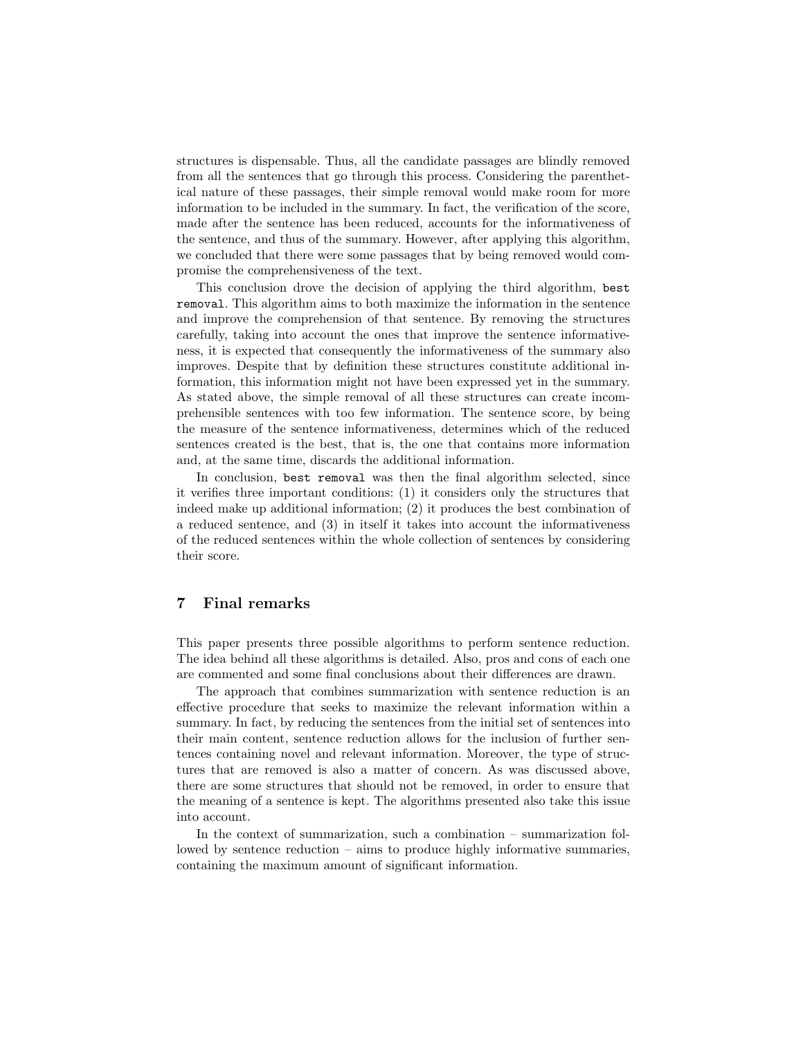structures is dispensable. Thus, all the candidate passages are blindly removed from all the sentences that go through this process. Considering the parenthetical nature of these passages, their simple removal would make room for more information to be included in the summary. In fact, the verification of the score, made after the sentence has been reduced, accounts for the informativeness of the sentence, and thus of the summary. However, after applying this algorithm, we concluded that there were some passages that by being removed would compromise the comprehensiveness of the text.

This conclusion drove the decision of applying the third algorithm, `best removal`. This algorithm aims to both maximize the information in the sentence and improve the comprehension of that sentence. By removing the structures carefully, taking into account the ones that improve the sentence informativeness, it is expected that consequently the informativeness of the summary also improves. Despite that by definition these structures constitute additional information, this information might not have been expressed yet in the summary. As stated above, the simple removal of all these structures can create incomprehensible sentences with too few information. The sentence score, by being the measure of the sentence informativeness, determines which of the reduced sentences created is the best, that is, the one that contains more information and, at the same time, discards the additional information.

In conclusion, `best removal` was then the final algorithm selected, since it verifies three important conditions: (1) it considers only the structures that indeed make up additional information; (2) it produces the best combination of a reduced sentence, and (3) in itself it takes into account the informativeness of the reduced sentences within the whole collection of sentences by considering their score.

## 7 Final remarks

This paper presents three possible algorithms to perform sentence reduction. The idea behind all these algorithms is detailed. Also, pros and cons of each one are commented and some final conclusions about their differences are drawn.

The approach that combines summarization with sentence reduction is an effective procedure that seeks to maximize the relevant information within a summary. In fact, by reducing the sentences from the initial set of sentences into their main content, sentence reduction allows for the inclusion of further sentences containing novel and relevant information. Moreover, the type of structures that are removed is also a matter of concern. As was discussed above, there are some structures that should not be removed, in order to ensure that the meaning of a sentence is kept. The algorithms presented also take this issue into account.

In the context of summarization, such a combination – summarization followed by sentence reduction – aims to produce highly informative summaries, containing the maximum amount of significant information.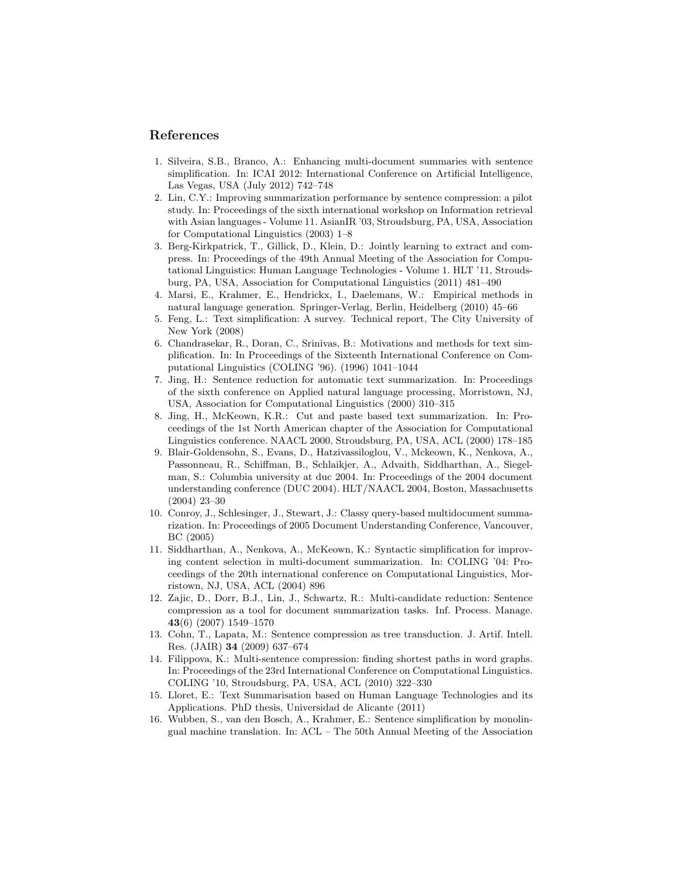## References

1. Silveira, S.B., Branco, A.: Enhancing multi-document summaries with sentence simplification. In: ICAI 2012: International Conference on Artificial Intelligence, Las Vegas, USA (July 2012) 742–748
2. Lin, C.Y.: Improving summarization performance by sentence compression: a pilot study. In: Proceedings of the sixth international workshop on Information retrieval with Asian languages - Volume 11. AsianIR '03, Stroudsburg, PA, USA, Association for Computational Linguistics (2003) 1–8
3. Berg-Kirkpatrick, T., Gillick, D., Klein, D.: Jointly learning to extract and compress. In: Proceedings of the 49th Annual Meeting of the Association for Computational Linguistics: Human Language Technologies - Volume 1. HLT '11, Stroudsburg, PA, USA, Association for Computational Linguistics (2011) 481–490
4. Marsi, E., Krahmer, E., Hendrickx, I., Daelemans, W.: Empirical methods in natural language generation. Springer-Verlag, Berlin, Heidelberg (2010) 45–66
5. Feng, L.: Text simplification: A survey. Technical report, The City University of New York (2008)
6. Chandrasekar, R., Doran, C., Srinivas, B.: Motivations and methods for text simplification. In: In Proceedings of the Sixteenth International Conference on Computational Linguistics (COLING '96). (1996) 1041–1044
7. Jing, H.: Sentence reduction for automatic text summarization. In: Proceedings of the sixth conference on Applied natural language processing, Morristown, NJ, USA, Association for Computational Linguistics (2000) 310–315
8. Jing, H., McKeown, K.R.: Cut and paste based text summarization. In: Proceedings of the 1st North American chapter of the Association for Computational Linguistics conference. NAACL 2000, Stroudsburg, PA, USA, ACL (2000) 178–185
9. Blair-Goldensohn, S., Evans, D., Hatzivassiloglou, V., Mckeown, K., Nenkova, A., Passonneau, R., Schiffman, B., Schlaikjer, A., Advaith, Siddharthan, A., Siegelman, S.: Columbia university at duc 2004. In: Proceedings of the 2004 document understanding conference (DUC 2004). HLT/NAACL 2004, Boston, Massachusetts (2004) 23–30
10. Conroy, J., Schlesinger, J., Stewart, J.: Classy query-based multidocument summarization. In: Proceedings of 2005 Document Understanding Conference, Vancouver, BC (2005)
11. Siddharthan, A., Nenkova, A., McKeown, K.: Syntactic simplification for improving content selection in multi-document summarization. In: COLING '04: Proceedings of the 20th international conference on Computational Linguistics, Morristown, NJ, USA, ACL (2004) 896
12. Zajic, D., Dorr, B.J., Lin, J., Schwartz, R.: Multi-candidate reduction: Sentence compression as a tool for document summarization tasks. Inf. Process. Manage. **43**(6) (2007) 1549–1570
13. Cohn, T., Lapata, M.: Sentence compression as tree transduction. J. Artif. Intell. Res. (JAIR) **34** (2009) 637–674
14. Filippova, K.: Multi-sentence compression: finding shortest paths in word graphs. In: Proceedings of the 23rd International Conference on Computational Linguistics. COLING '10, Stroudsburg, PA, USA, ACL (2010) 322–330
15. Lloret, E.: Text Summarisation based on Human Language Technologies and its Applications. PhD thesis, Universidad de Alicante (2011)
16. Wubben, S., van den Bosch, A., Krahmer, E.: Sentence simplification by monolingual machine translation. In: ACL – The 50th Annual Meeting of the Association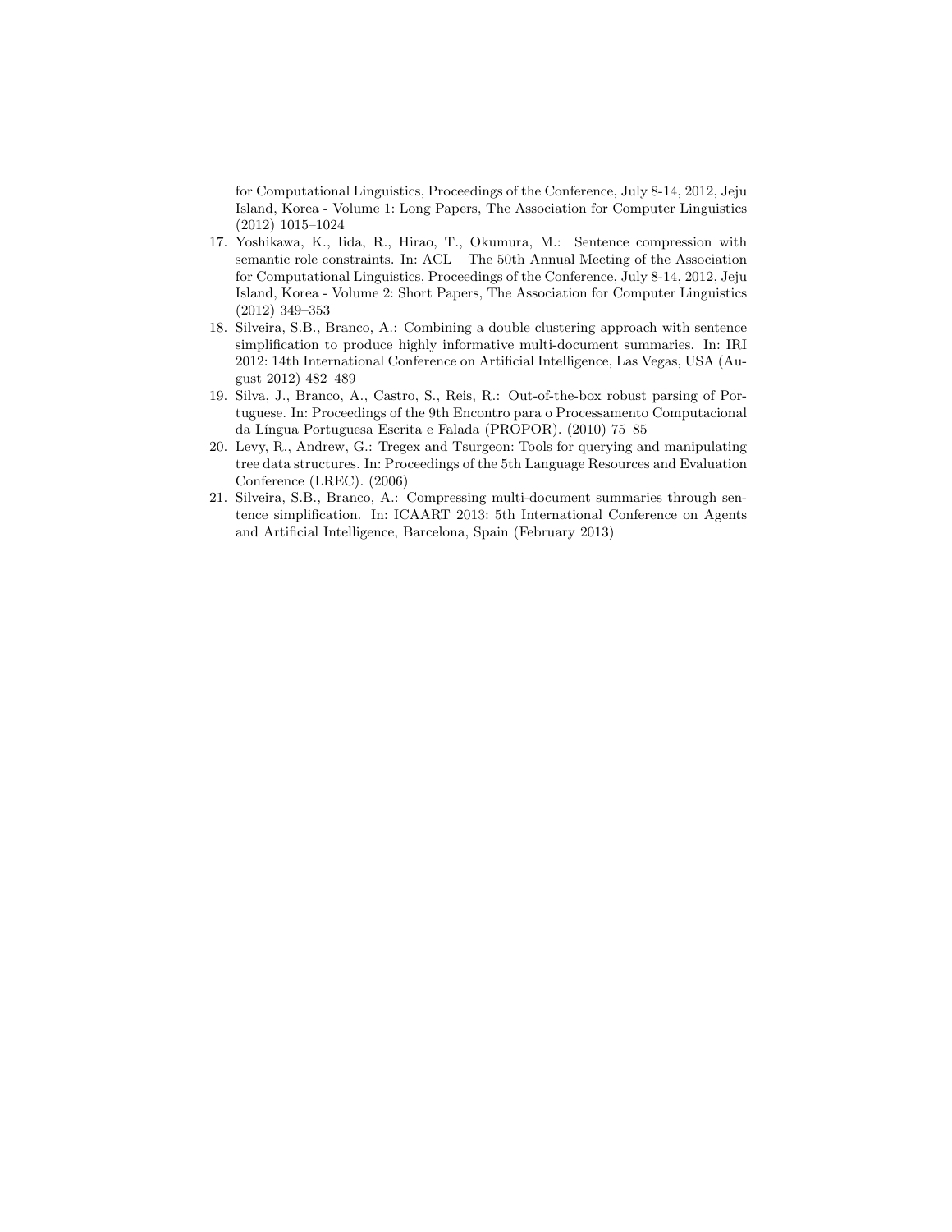for Computational Linguistics, Proceedings of the Conference, July 8-14, 2012, Jeju Island, Korea - Volume 1: Long Papers, The Association for Computer Linguistics (2012) 1015–1024

17. Yoshikawa, K., Iida, R., Hirao, T., Okumura, M.: Sentence compression with semantic role constraints. In: ACL – The 50th Annual Meeting of the Association for Computational Linguistics, Proceedings of the Conference, July 8-14, 2012, Jeju Island, Korea - Volume 2: Short Papers, The Association for Computer Linguistics (2012) 349–353
18. Silveira, S.B., Branco, A.: Combining a double clustering approach with sentence simplification to produce highly informative multi-document summaries. In: IRI 2012: 14th International Conference on Artificial Intelligence, Las Vegas, USA (August 2012) 482–489
19. Silva, J., Branco, A., Castro, S., Reis, R.: Out-of-the-box robust parsing of Portuguese. In: Proceedings of the 9th Encontro para o Processamento Computacional da Língua Portuguesa Escrita e Falada (PROPOR). (2010) 75–85
20. Levy, R., Andrew, G.: Tregex and Tsurgeon: Tools for querying and manipulating tree data structures. In: Proceedings of the 5th Language Resources and Evaluation Conference (LREC). (2006)
21. Silveira, S.B., Branco, A.: Compressing multi-document summaries through sentence simplification. In: ICAART 2013: 5th International Conference on Agents and Artificial Intelligence, Barcelona, Spain (February 2013)